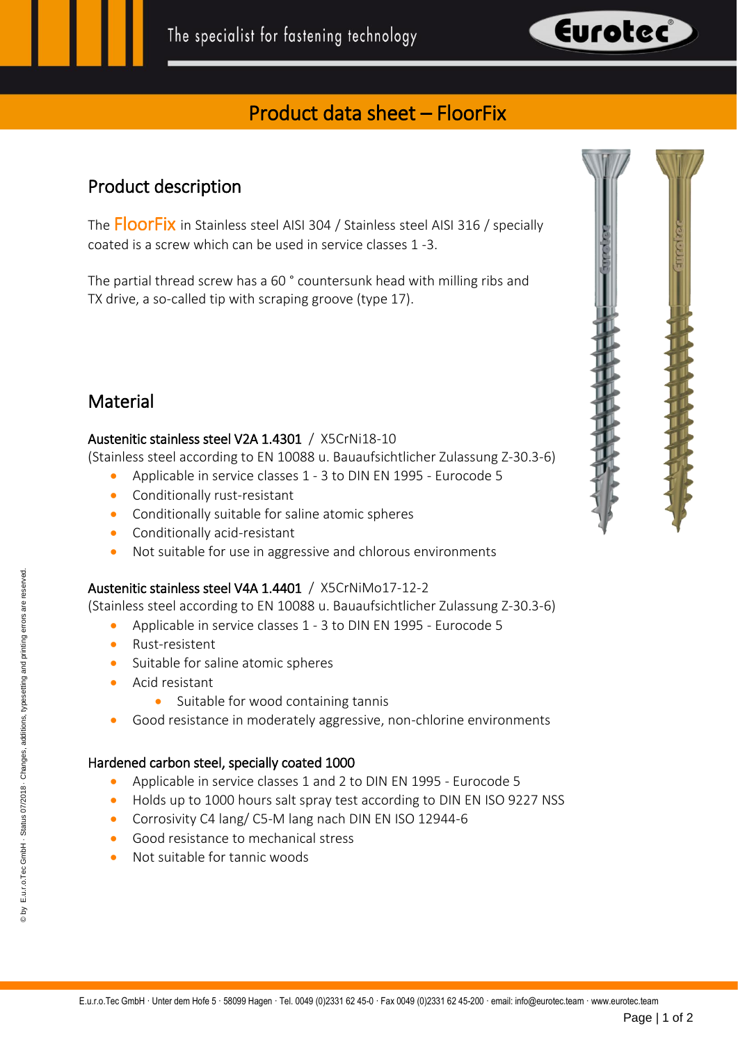# Product data sheet – FloorFix

## Product description

The FloorFix in Stainless steel AISI 304 / Stainless steel AISI 316 / specially coated is a screw which can be used in service classes 1 -3.

The partial thread screw has a 60 ° countersunk head with milling ribs and TX drive, a so-called tip with scraping groove (type 17).

## Material

### Austenitic stainless steel V2A 1.4301 / X5CrNi18-10

(Stainless steel according to EN 10088 u. Bauaufsichtlicher Zulassung Z-30.3-6)

- Applicable in service classes 1 - 3 to DIN EN 1995 - Eurocode 5
- Conditionally rust-resistant
- Conditionally suitable for saline atomic spheres
- Conditionally acid-resistant
- Not suitable for use in aggressive and chlorous environments

### Austenitic stainless steel V4A 1.4401 / X5CrNiMo17-12-2

(Stainless steel according to EN 10088 u. Bauaufsichtlicher Zulassung Z-30.3-6)

- Applicable in service classes 1 - 3 to DIN EN 1995 - Eurocode 5
- Rust-resistent
- Suitable for saline atomic spheres
- Acid resistant
  - Suitable for wood containing tannis
- Good resistance in moderately aggressive, non-chlorine environments

### Hardened carbon steel, specially coated 1000

- Applicable in service classes 1 and 2 to DIN EN 1995 - Eurocode 5
- Holds up to 1000 hours salt spray test according to DIN EN ISO 9227 NSS
- Corrosivity C4 lang/ C5-M lang nach DIN EN ISO 12944-6
- Good resistance to mechanical stress
- Not suitable for tannic woods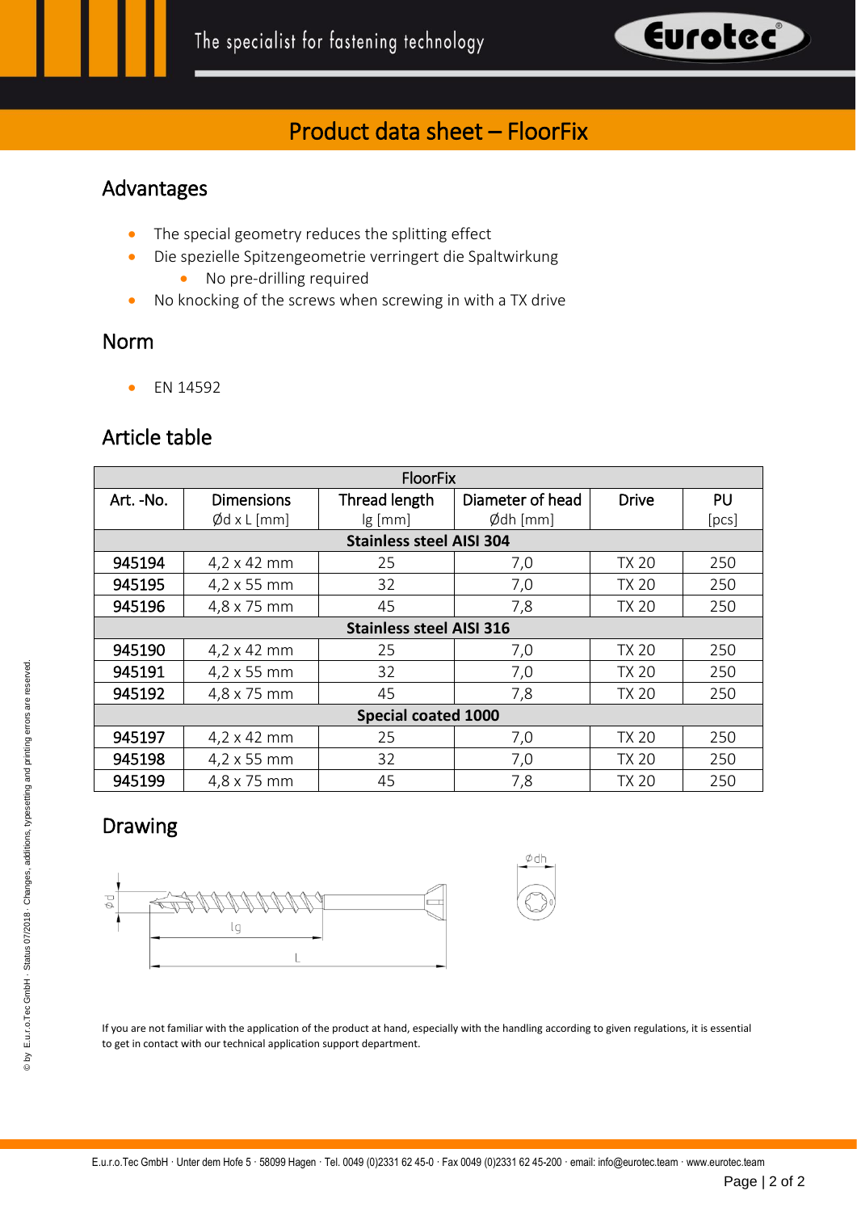# Product data sheet – FloorFix

## Advantages

- The special geometry reduces the splitting effect
- Die spezielle Spitzengeometrie verringert die Spaltwirkung
    - No pre-drilling required
- No knocking of the screws when screwing in with a TX drive

## Norm

- EN 14592

## Article table

| FloorFix | | | | | |
|---|---|---|---|---|---|
| Art. -No. | Dimensions Ød x L [mm] | Thread length lg [mm] | Diameter of head Ødh [mm] | Drive | PU [pcs] |
| **Stainless steel AISI 304** | | | | | |
| **945194** | 4,2 x 42 mm | 25 | 7,0 | TX 20 | 250 |
| **945195** | 4,2 x 55 mm | 32 | 7,0 | TX 20 | 250 |
| **945196** | 4,8 x 75 mm | 45 | 7,8 | TX 20 | 250 |
| **Stainless steel AISI 316** | | | | | |
| **945190** | 4,2 x 42 mm | 25 | 7,0 | TX 20 | 250 |
| **945191** | 4,2 x 55 mm | 32 | 7,0 | TX 20 | 250 |
| **945192** | 4,8 x 75 mm | 45 | 7,8 | TX 20 | 250 |
| **Special coated 1000** | | | | | |
| **945197** | 4,2 x 42 mm | 25 | 7,0 | TX 20 | 250 |
| **945198** | 4,2 x 55 mm | 32 | 7,0 | TX 20 | 250 |
| **945199** | 4,8 x 75 mm | 45 | 7,8 | TX 20 | 250 |

## Drawing

Ød

lg

L

Ødh

If you are not familiar with the application of the product at hand, especially with the handling according to given regulations, it is essential to get in contact with our technical application support department.

© by E.u.r.o.Tec GmbH · Status 07/2018 · Changes, additions, typesetting and printing errors are reserved.

E.u.r.o.Tec GmbH · Unter dem Hofe 5 · 58099 Hagen · Tel. 0049 (0)2331 62 45-0 · Fax 0049 (0)2331 62 45-200 · email: info@eurotec.team · www.eurotec.team